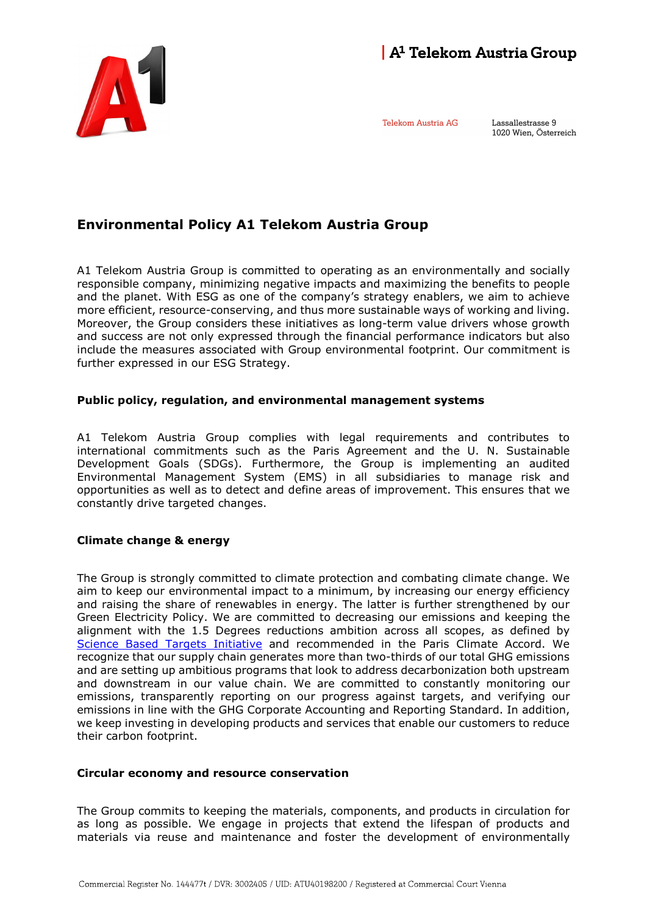A1 Telekom Austria Group

Telekom Austria AG

Lassallestrasse 9
1020 Wien, Österreich

# Environmental Policy A1 Telekom Austria Group

A1 Telekom Austria Group is committed to operating as an environmentally and socially responsible company, minimizing negative impacts and maximizing the benefits to people and the planet. With ESG as one of the company's strategy enablers, we aim to achieve more efficient, resource-conserving, and thus more sustainable ways of working and living. Moreover, the Group considers these initiatives as long-term value drivers whose growth and success are not only expressed through the financial performance indicators but also include the measures associated with Group environmental footprint. Our commitment is further expressed in our ESG Strategy.

## Public policy, regulation, and environmental management systems

A1 Telekom Austria Group complies with legal requirements and contributes to international commitments such as the Paris Agreement and the U. N. Sustainable Development Goals (SDGs). Furthermore, the Group is implementing an audited Environmental Management System (EMS) in all subsidiaries to manage risk and opportunities as well as to detect and define areas of improvement. This ensures that we constantly drive targeted changes.

## Climate change & energy

The Group is strongly committed to climate protection and combating climate change. We aim to keep our environmental impact to a minimum, by increasing our energy efficiency and raising the share of renewables in energy. The latter is further strengthened by our Green Electricity Policy. We are committed to decreasing our emissions and keeping the alignment with the 1.5 Degrees reductions ambition across all scopes, as defined by Science Based Targets Initiative and recommended in the Paris Climate Accord. We recognize that our supply chain generates more than two-thirds of our total GHG emissions and are setting up ambitious programs that look to address decarbonization both upstream and downstream in our value chain. We are committed to constantly monitoring our emissions, transparently reporting on our progress against targets, and verifying our emissions in line with the GHG Corporate Accounting and Reporting Standard. In addition, we keep investing in developing products and services that enable our customers to reduce their carbon footprint.

## Circular economy and resource conservation

The Group commits to keeping the materials, components, and products in circulation for as long as possible. We engage in projects that extend the lifespan of products and materials via reuse and maintenance and foster the development of environmentally

Commercial Register No. 144477t / DVR: 3002405 / UID: ATU40198200 / Registered at Commercial Court Vienna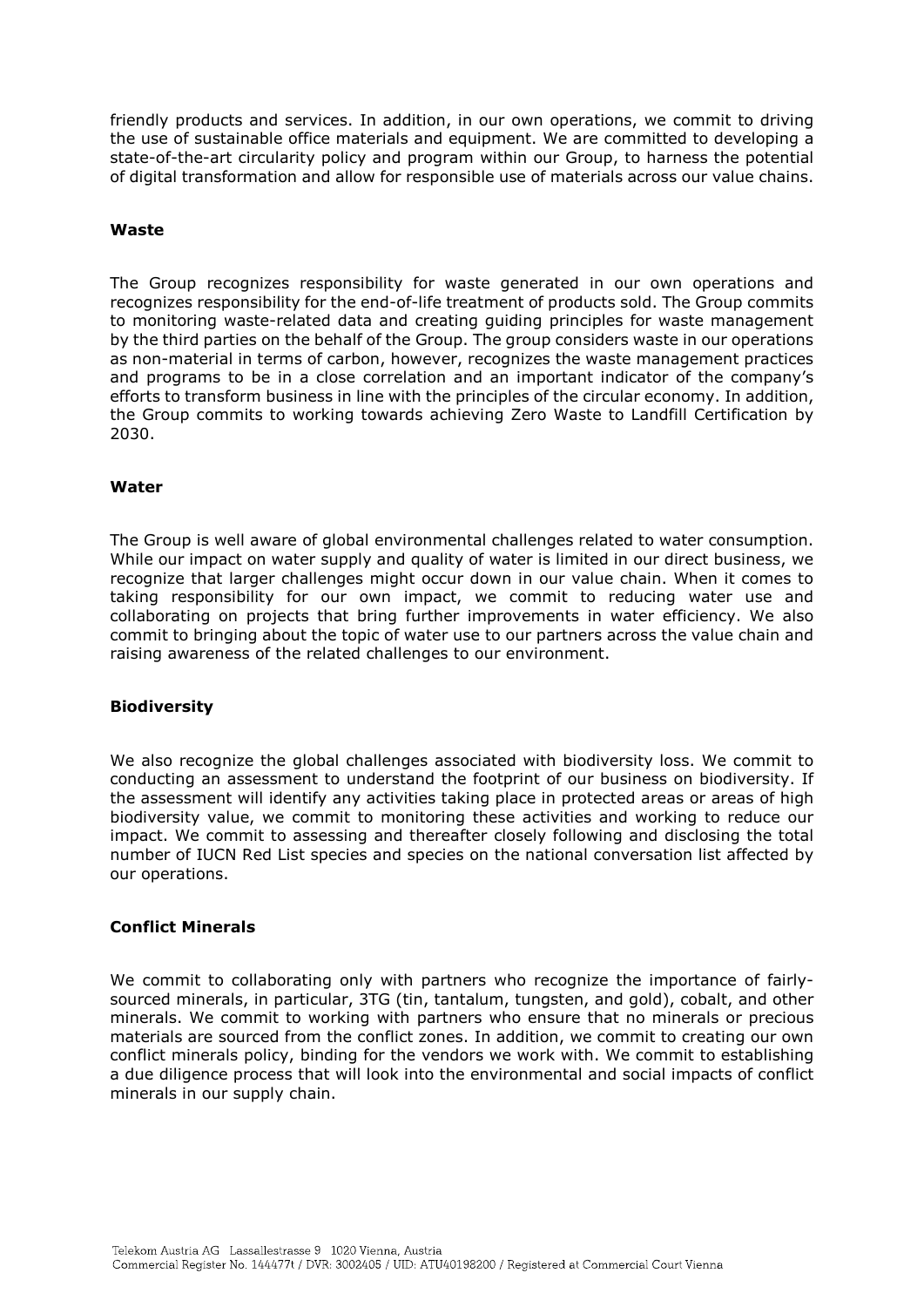friendly products and services. In addition, in our own operations, we commit to driving the use of sustainable office materials and equipment. We are committed to developing a state-of-the-art circularity policy and program within our Group, to harness the potential of digital transformation and allow for responsible use of materials across our value chains.

**Waste**

The Group recognizes responsibility for waste generated in our own operations and recognizes responsibility for the end-of-life treatment of products sold. The Group commits to monitoring waste-related data and creating guiding principles for waste management by the third parties on the behalf of the Group. The group considers waste in our operations as non-material in terms of carbon, however, recognizes the waste management practices and programs to be in a close correlation and an important indicator of the company's efforts to transform business in line with the principles of the circular economy. In addition, the Group commits to working towards achieving Zero Waste to Landfill Certification by 2030.

**Water**

The Group is well aware of global environmental challenges related to water consumption. While our impact on water supply and quality of water is limited in our direct business, we recognize that larger challenges might occur down in our value chain. When it comes to taking responsibility for our own impact, we commit to reducing water use and collaborating on projects that bring further improvements in water efficiency. We also commit to bringing about the topic of water use to our partners across the value chain and raising awareness of the related challenges to our environment.

**Biodiversity**

We also recognize the global challenges associated with biodiversity loss. We commit to conducting an assessment to understand the footprint of our business on biodiversity. If the assessment will identify any activities taking place in protected areas or areas of high biodiversity value, we commit to monitoring these activities and working to reduce our impact. We commit to assessing and thereafter closely following and disclosing the total number of IUCN Red List species and species on the national conversation list affected by our operations.

**Conflict Minerals**

We commit to collaborating only with partners who recognize the importance of fairly-sourced minerals, in particular, 3TG (tin, tantalum, tungsten, and gold), cobalt, and other minerals. We commit to working with partners who ensure that no minerals or precious materials are sourced from the conflict zones. In addition, we commit to creating our own conflict minerals policy, binding for the vendors we work with. We commit to establishing a due diligence process that will look into the environmental and social impacts of conflict minerals in our supply chain.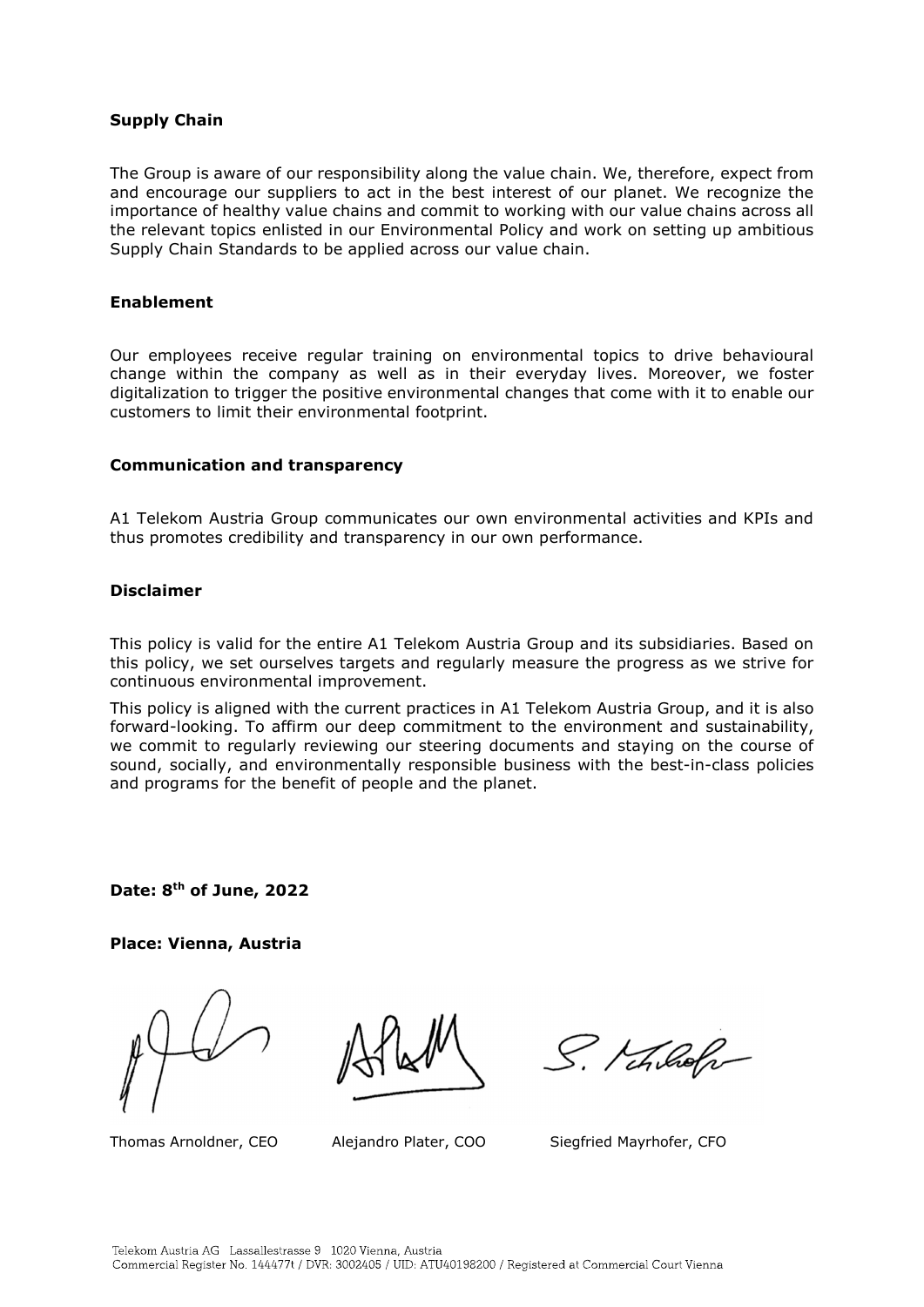**Supply Chain**

The Group is aware of our responsibility along the value chain. We, therefore, expect from and encourage our suppliers to act in the best interest of our planet. We recognize the importance of healthy value chains and commit to working with our value chains across all the relevant topics enlisted in our Environmental Policy and work on setting up ambitious Supply Chain Standards to be applied across our value chain.

**Enablement**

Our employees receive regular training on environmental topics to drive behavioural change within the company as well as in their everyday lives. Moreover, we foster digitalization to trigger the positive environmental changes that come with it to enable our customers to limit their environmental footprint.

**Communication and transparency**

A1 Telekom Austria Group communicates our own environmental activities and KPIs and thus promotes credibility and transparency in our own performance.

**Disclaimer**

This policy is valid for the entire A1 Telekom Austria Group and its subsidiaries. Based on this policy, we set ourselves targets and regularly measure the progress as we strive for continuous environmental improvement.

This policy is aligned with the current practices in A1 Telekom Austria Group, and it is also forward-looking. To affirm our deep commitment to the environment and sustainability, we commit to regularly reviewing our steering documents and staying on the course of sound, socially, and environmentally responsible business with the best-in-class policies and programs for the benefit of people and the planet.

**Date: 8th of June, 2022**

**Place: Vienna, Austria**

Thomas Arnoldner, CEO

Alejandro Plater, COO

Siegfried Mayrhofer, CFO

Telekom Austria AG Lassallestrasse 9 1020 Vienna, Austria
Commercial Register No. 144477t / DVR: 3002405 / UID: ATU40198200 / Registered at Commercial Court Vienna